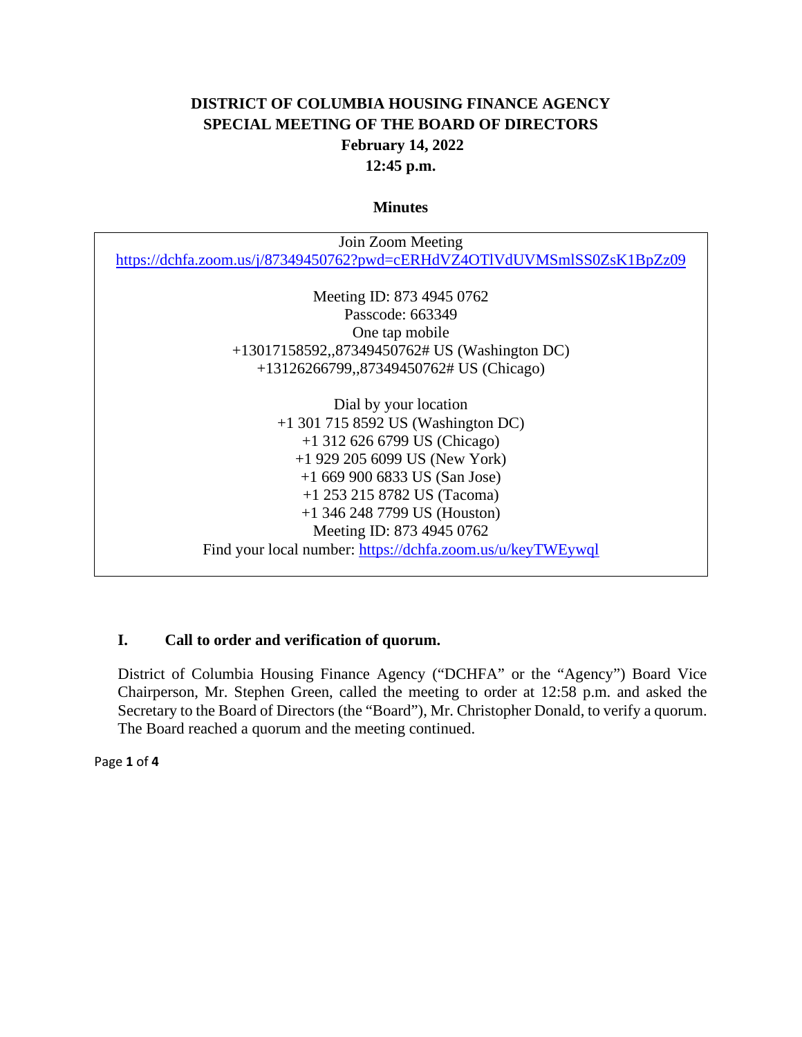# DISTRICT OF COLUMBIA HOUSING FINANCE AGENCY
## SPECIAL MEETING OF THE BOARD OF DIRECTORS
### February 14, 2022
### 12:45 p.m.

**Minutes**

Join Zoom Meeting
https://dchfa.zoom.us/j/87349450762?pwd=cERHdVZ4OTlVdUVMSmlSS0ZsK1BpZz09

Meeting ID: 873 4945 0762
Passcode: 663349
One tap mobile
+13017158592,,87349450762# US (Washington DC)
+13126266799,,87349450762# US (Chicago)

Dial by your location
+1 301 715 8592 US (Washington DC)
+1 312 626 6799 US (Chicago)
+1 929 205 6099 US (New York)
+1 669 900 6833 US (San Jose)
+1 253 215 8782 US (Tacoma)
+1 346 248 7799 US (Houston)
Meeting ID: 873 4945 0762
Find your local number: https://dchfa.zoom.us/u/keyTWEywql

## I. Call to order and verification of quorum.

District of Columbia Housing Finance Agency ("DCHFA" or the "Agency") Board Vice Chairperson, Mr. Stephen Green, called the meeting to order at 12:58 p.m. and asked the Secretary to the Board of Directors (the "Board"), Mr. Christopher Donald, to verify a quorum. The Board reached a quorum and the meeting continued.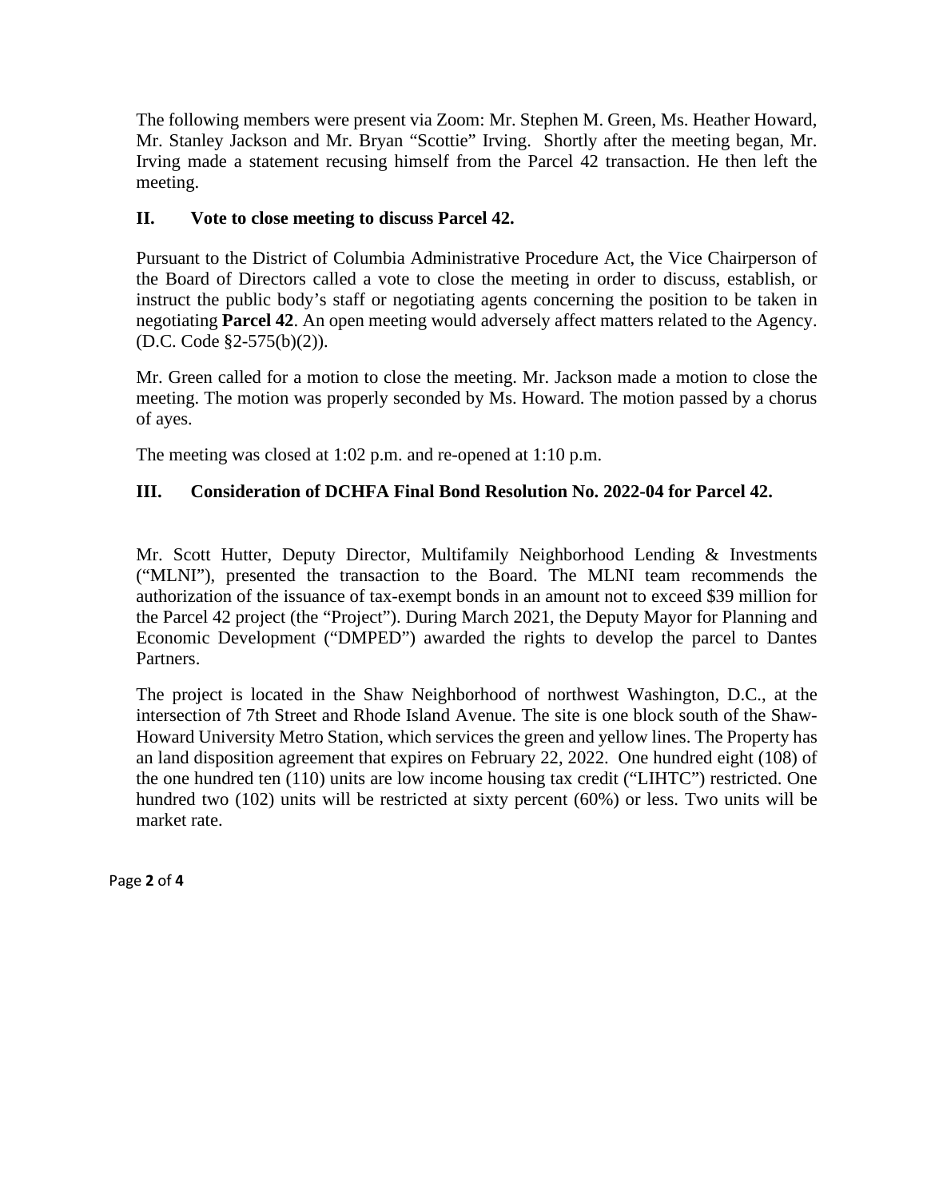The following members were present via Zoom: Mr. Stephen M. Green, Ms. Heather Howard, Mr. Stanley Jackson and Mr. Bryan "Scottie" Irving. Shortly after the meeting began, Mr. Irving made a statement recusing himself from the Parcel 42 transaction. He then left the meeting.

## II. Vote to close meeting to discuss Parcel 42.

Pursuant to the District of Columbia Administrative Procedure Act, the Vice Chairperson of the Board of Directors called a vote to close the meeting in order to discuss, establish, or instruct the public body's staff or negotiating agents concerning the position to be taken in negotiating **Parcel 42**. An open meeting would adversely affect matters related to the Agency. (D.C. Code §2-575(b)(2)).

Mr. Green called for a motion to close the meeting. Mr. Jackson made a motion to close the meeting. The motion was properly seconded by Ms. Howard. The motion passed by a chorus of ayes.

The meeting was closed at 1:02 p.m. and re-opened at 1:10 p.m.

## III. Consideration of DCHFA Final Bond Resolution No. 2022-04 for Parcel 42.

Mr. Scott Hutter, Deputy Director, Multifamily Neighborhood Lending & Investments ("MLNI"), presented the transaction to the Board. The MLNI team recommends the authorization of the issuance of tax-exempt bonds in an amount not to exceed $39 million for the Parcel 42 project (the "Project"). During March 2021, the Deputy Mayor for Planning and Economic Development ("DMPED") awarded the rights to develop the parcel to Dantes Partners.

The project is located in the Shaw Neighborhood of northwest Washington, D.C., at the intersection of 7th Street and Rhode Island Avenue. The site is one block south of the Shaw-Howard University Metro Station, which services the green and yellow lines. The Property has an land disposition agreement that expires on February 22, 2022. One hundred eight (108) of the one hundred ten (110) units are low income housing tax credit ("LIHTC") restricted. One hundred two (102) units will be restricted at sixty percent (60%) or less. Two units will be market rate.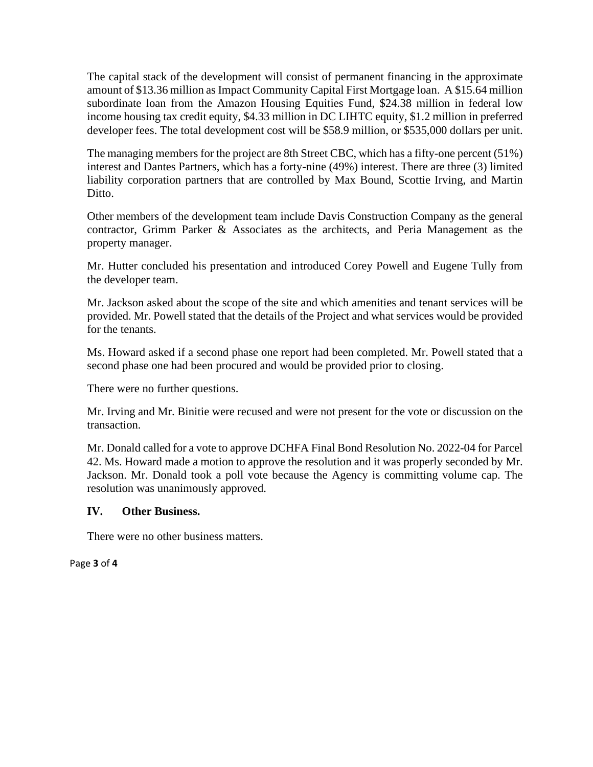The capital stack of the development will consist of permanent financing in the approximate amount of $13.36 million as Impact Community Capital First Mortgage loan. A $15.64 million subordinate loan from the Amazon Housing Equities Fund, $24.38 million in federal low income housing tax credit equity, $4.33 million in DC LIHTC equity, $1.2 million in preferred developer fees. The total development cost will be $58.9 million, or $535,000 dollars per unit.

The managing members for the project are 8th Street CBC, which has a fifty-one percent (51%) interest and Dantes Partners, which has a forty-nine (49%) interest. There are three (3) limited liability corporation partners that are controlled by Max Bound, Scottie Irving, and Martin Ditto.

Other members of the development team include Davis Construction Company as the general contractor, Grimm Parker & Associates as the architects, and Peria Management as the property manager.

Mr. Hutter concluded his presentation and introduced Corey Powell and Eugene Tully from the developer team.

Mr. Jackson asked about the scope of the site and which amenities and tenant services will be provided. Mr. Powell stated that the details of the Project and what services would be provided for the tenants.

Ms. Howard asked if a second phase one report had been completed. Mr. Powell stated that a second phase one had been procured and would be provided prior to closing.

There were no further questions.

Mr. Irving and Mr. Binitie were recused and were not present for the vote or discussion on the transaction.

Mr. Donald called for a vote to approve DCHFA Final Bond Resolution No. 2022-04 for Parcel 42. Ms. Howard made a motion to approve the resolution and it was properly seconded by Mr. Jackson. Mr. Donald took a poll vote because the Agency is committing volume cap. The resolution was unanimously approved.

## IV. Other Business.

There were no other business matters.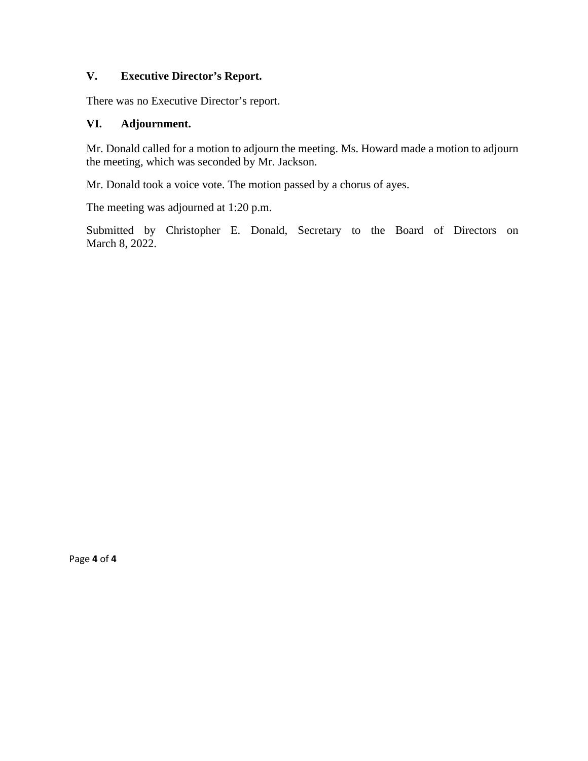## V. Executive Director's Report.

There was no Executive Director's report.

## VI. Adjournment.

Mr. Donald called for a motion to adjourn the meeting. Ms. Howard made a motion to adjourn the meeting, which was seconded by Mr. Jackson.

Mr. Donald took a voice vote. The motion passed by a chorus of ayes.

The meeting was adjourned at 1:20 p.m.

Submitted by Christopher E. Donald, Secretary to the Board of Directors on March 8, 2022.